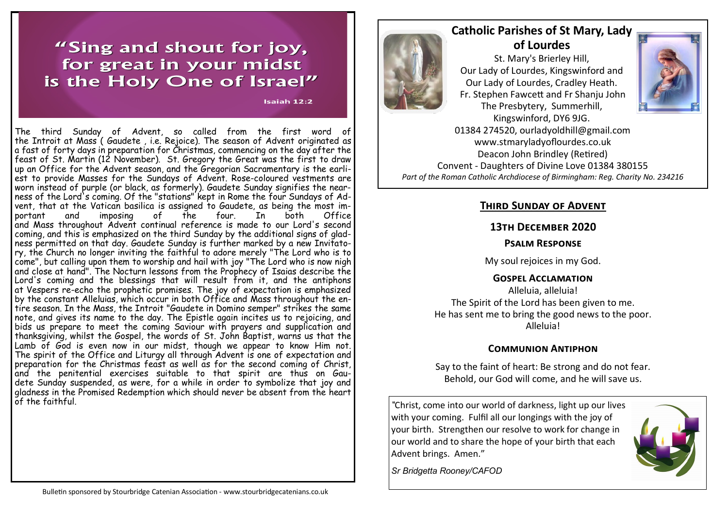# "Sing and shout for joy, for great in your midst is the Holy One of Israel"

Isaiah 12:2

The third Sunday of Advent, so called from the first word of the Introit at Mass ( Gaudete , i.e. Rejoice). The season of Advent originated as a fast of forty days in preparation for Christmas, commencing on the day after the feast of St. Martin (12 November). St. Gregory the Great was the first to draw up an Office for the Advent season, and the Gregorian Sacramentary is the earliest to provide Masses for the Sundays of Advent. Rose-coloured vestments are worn instead of purple (or black, as formerly). Gaudete Sunday signifies the nearness of the Lord's coming. Of the "stations" kept in Rome the four Sundays of Advent, that at the Vatican basilica is assigned to Gaudete, as being the most important and imposing of the four. In both Office and Mass throughout Advent continual reference is made to our Lord's second coming, and this is emphasized on the third Sunday by the additional signs of gladness permitted on that day. Gaudete Sunday is further marked by a new Invitatory, the Church no longer inviting the faithful to adore merely "The Lord who is to come", but calling upon them to worship and hail with joy "The Lord who is now nigh and close at hand". The Nocturn lessons from the Prophecy of Isaias describe the Lord's coming and the blessings that will result from it, and the antiphons at Vespers re-echo the prophetic promises. The joy of expectation is emphasized by the constant Alleluias, which occur in both Office and Mass throughout the entire season. In the Mass, the Introit "Gaudete in Domino semper" strikes the same note, and gives its name to the day. The Epistle again incites us to rejoicing, and bids us prepare to meet the coming Saviour with prayers and supplication and thanksgiving, whilst the Gospel, the words of St. John Baptist, warns us that the Lamb of God is even now in our midst, though we appear to know Him not. The spirit of the Office and Liturgy all through Advent is one of expectation and preparation for the Christmas feast as well as for the second coming of Christ, and the penitential exercises suitable to that spirit are thus on Gaudete Sunday suspended, as were, for a while in order to symbolize that joy and gladness in the Promised Redemption which should never be absent from the heart of the faithful.

Bulletin sponsored by Stourbridge Catenian Association - www.stourbridgecatenians.co.uk

## Catholic Parishes of St Mary, Lady of Lourdes

St. Mary's Brierley Hill,
Our Lady of Lourdes, Kingswinford and
Our Lady of Lourdes, Cradley Heath.
Fr. Stephen Fawcett and Fr Shanju John
The Presbytery, Summerhill,
Kingswinford, DY6 9JG.
01384 274520, ourladyoldhill@gmail.com
www.stmaryladyoflourdes.co.uk
Deacon John Brindley (Retired)
Convent - Daughters of Divine Love 01384 380155

*Part of the Roman Catholic Archdiocese of Birmingham: Reg. Charity No. 234216*

## Third Sunday of Advent

### 13th December 2020

### Psalm Response

My soul rejoices in my God.

### Gospel Acclamation

Alleluia, alleluia!
The Spirit of the Lord has been given to me.
He has sent me to bring the good news to the poor.
Alleluia!

### Communion Antiphon

Say to the faint of heart: Be strong and do not fear.
Behold, our God will come, and he will save us.

"Christ, come into our world of darkness, light up our lives with your coming. Fulfil all our longings with the joy of your birth. Strengthen our resolve to work for change in our world and to share the hope of your birth that each Advent brings. Amen."

*Sr Bridgetta Rooney/CAFOD*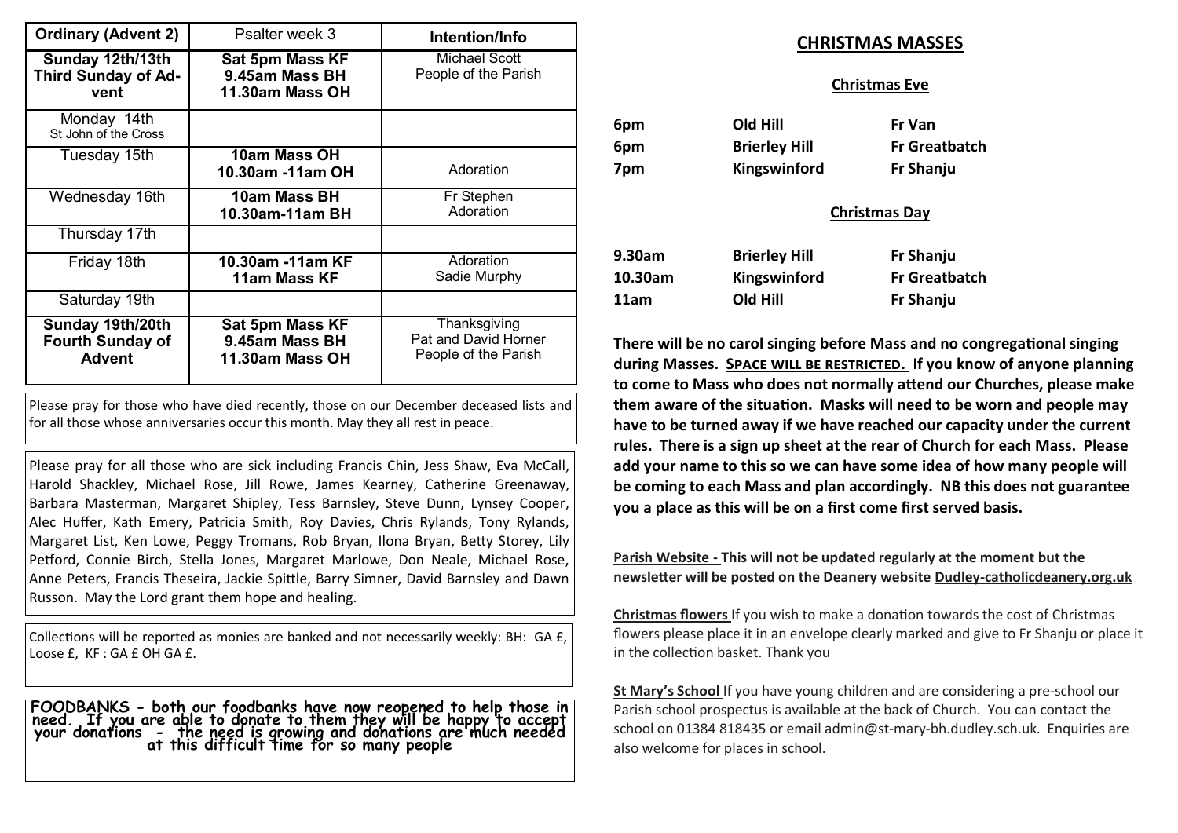| Ordinary (Advent 2) | Psalter week 3 | Intention/Info |
|---|---|---|
| **Sunday 12th/13th Third Sunday of Advent** | **Sat 5pm Mass KF 9.45am Mass BH 11.30am Mass OH** | Michael Scott People of the Parish |
| Monday 14th St John of the Cross | | |
| Tuesday 15th | **10am Mass OH 10.30am -11am OH** | Adoration |
| Wednesday 16th | **10am Mass BH 10.30am-11am BH** | Fr Stephen Adoration |
| Thursday 17th | | |
| Friday 18th | **10.30am -11am KF 11am Mass KF** | Adoration Sadie Murphy |
| Saturday 19th | | |
| **Sunday 19th/20th Fourth Sunday of Advent** | **Sat 5pm Mass KF 9.45am Mass BH 11.30am Mass OH** | Thanksgiving Pat and David Horner People of the Parish |

Please pray for those who have died recently, those on our December deceased lists and for all those whose anniversaries occur this month. May they all rest in peace.

Please pray for all those who are sick including Francis Chin, Jess Shaw, Eva McCall, Harold Shackley, Michael Rose, Jill Rowe, James Kearney, Catherine Greenaway, Barbara Masterman, Margaret Shipley, Tess Barnsley, Steve Dunn, Lynsey Cooper, Alec Huffer, Kath Emery, Patricia Smith, Roy Davies, Chris Rylands, Tony Rylands, Margaret List, Ken Lowe, Peggy Tromans, Rob Bryan, Ilona Bryan, Betty Storey, Lily Petford, Connie Birch, Stella Jones, Margaret Marlowe, Don Neale, Michael Rose, Anne Peters, Francis Theseira, Jackie Spittle, Barry Simner, David Barnsley and Dawn Russon. May the Lord grant them hope and healing.

Collections will be reported as monies are banked and not necessarily weekly: BH: GA £, Loose £, KF : GA £ OH GA £.

**FOODBANKS - both our foodbanks have now reopened to help those in need. If you are able to donate to them they will be happy to accept your donations - the need is growing and donations are much needed at this difficult time for so many people**

## CHRISTMAS MASSES

### Christmas Eve

| | | |
|---|---|---|
| **6pm** | **Old Hill** | **Fr Van** |
| **6pm** | **Brierley Hill** | **Fr Greatbatch** |
| **7pm** | **Kingswinford** | **Fr Shanju** |

### Christmas Day

| | | |
|---|---|---|
| **9.30am** | **Brierley Hill** | **Fr Shanju** |
| **10.30am** | **Kingswinford** | **Fr Greatbatch** |
| **11am** | **Old Hill** | **Fr Shanju** |

**There will be no carol singing before Mass and no congregational singing during Masses. SPACE WILL BE RESTRICTED. If you know of anyone planning to come to Mass who does not normally attend our Churches, please make them aware of the situation. Masks will need to be worn and people may have to be turned away if we have reached our capacity under the current rules. There is a sign up sheet at the rear of Church for each Mass. Please add your name to this so we can have some idea of how many people will be coming to each Mass and plan accordingly. NB this does not guarantee you a place as this will be on a first come first served basis.**

**Parish Website - This will not be updated regularly at the moment but the newsletter will be posted on the Deanery website Dudley-catholicdeanery.org.uk**

**Christmas flowers** If you wish to make a donation towards the cost of Christmas flowers please place it in an envelope clearly marked and give to Fr Shanju or place it in the collection basket. Thank you

**St Mary's School** If you have young children and are considering a pre-school our Parish school prospectus is available at the back of Church. You can contact the school on 01384 818435 or email admin@st-mary-bh.dudley.sch.uk. Enquiries are also welcome for places in school.